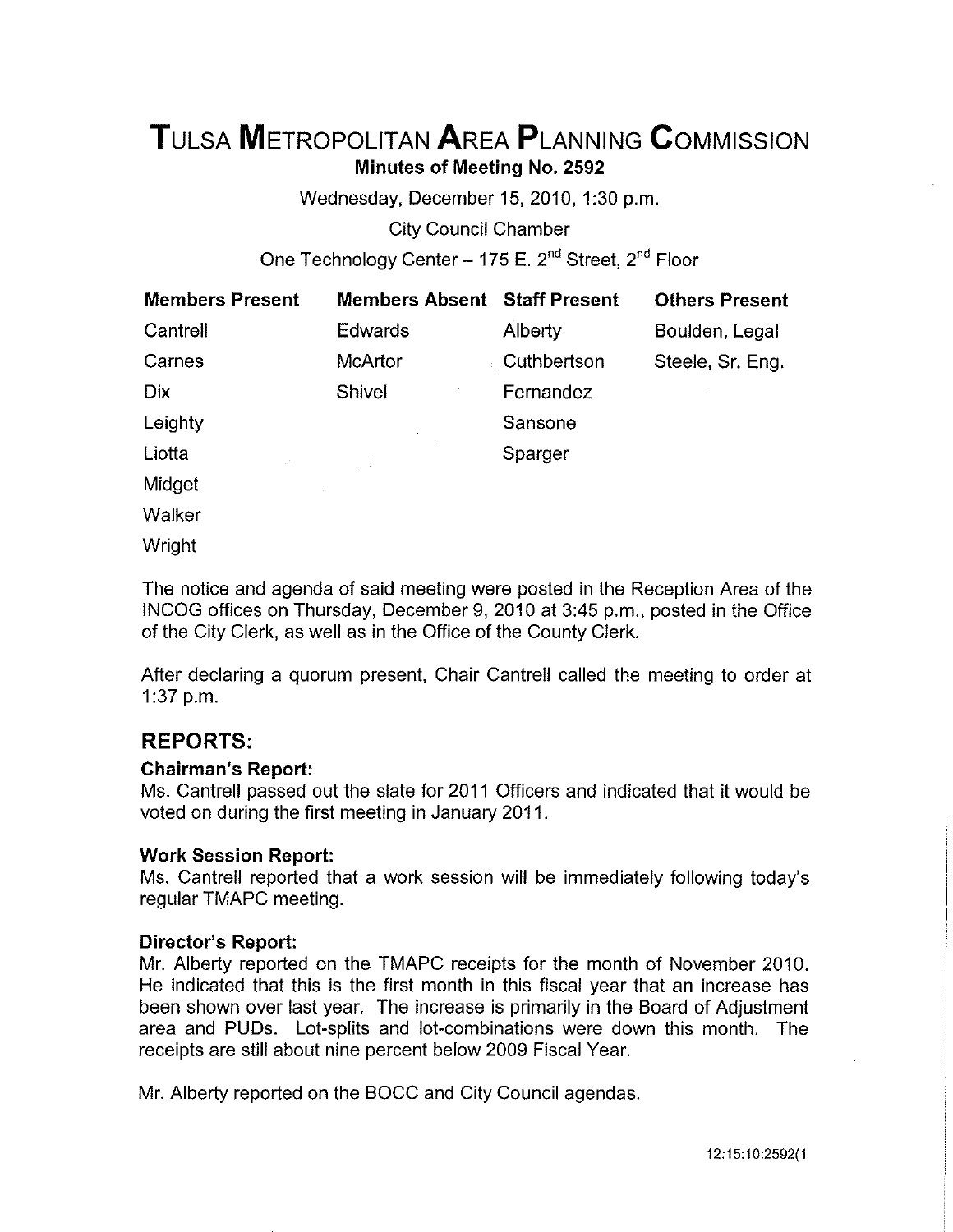# Tulsa Metropolitan Area Planning Commission

**Minutes of Meeting No. 2592**

Wednesday, December 15, 2010, 1:30 p.m.

City Council Chamber

One Technology Center – 175 E. 2nd Street, 2nd Floor

| Members Present | Members Absent | Staff Present | Others Present |
|---|---|---|---|
| Cantrell | Edwards | Alberty | Boulden, Legal |
| Carnes | McArtor | Cuthbertson | Steele, Sr. Eng. |
| Dix | Shivel | Fernandez | |
| Leighty | | Sansone | |
| Liotta | | Sparger | |
| Midget | | | |
| Walker | | | |
| Wright | | | |

The notice and agenda of said meeting were posted in the Reception Area of the INCOG offices on Thursday, December 9, 2010 at 3:45 p.m., posted in the Office of the City Clerk, as well as in the Office of the County Clerk.

After declaring a quorum present, Chair Cantrell called the meeting to order at 1:37 p.m.

## REPORTS:

### Chairman's Report:

Ms. Cantrell passed out the slate for 2011 Officers and indicated that it would be voted on during the first meeting in January 2011.

### Work Session Report:

Ms. Cantrell reported that a work session will be immediately following today's regular TMAPC meeting.

### Director's Report:

Mr. Alberty reported on the TMAPC receipts for the month of November 2010. He indicated that this is the first month in this fiscal year that an increase has been shown over last year. The increase is primarily in the Board of Adjustment area and PUDs. Lot-splits and lot-combinations were down this month. The receipts are still about nine percent below 2009 Fiscal Year.

Mr. Alberty reported on the BOCC and City Council agendas.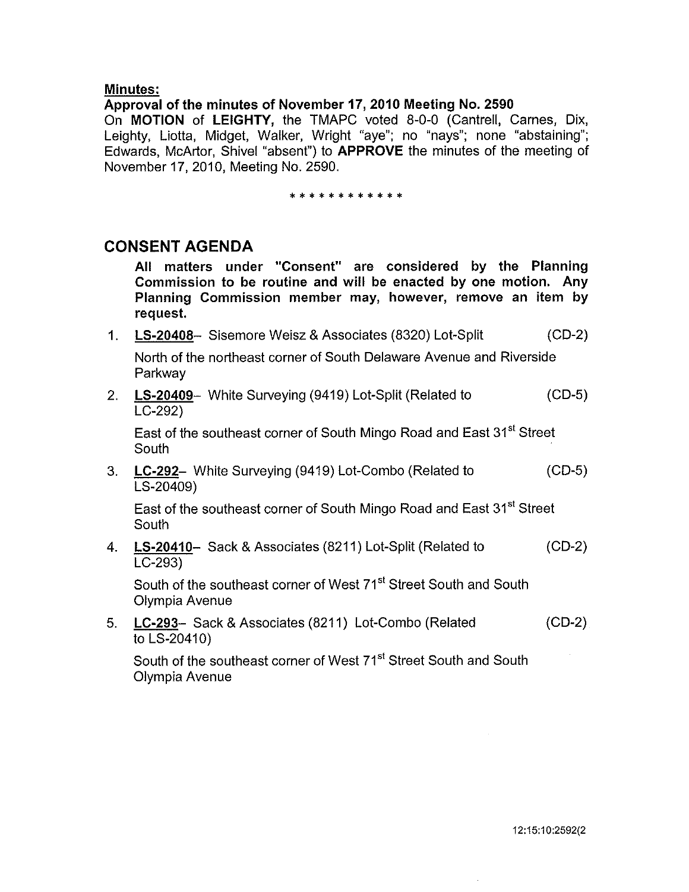**Minutes:**

**Approval of the minutes of November 17, 2010 Meeting No. 2590**

On **MOTION** of **LEIGHTY**, the TMAPC voted 8-0-0 (Cantrell, Carnes, Dix, Leighty, Liotta, Midget, Walker, Wright "aye"; no "nays"; none "abstaining"; Edwards, McArtor, Shivel "absent") to **APPROVE** the minutes of the meeting of November 17, 2010, Meeting No. 2590.

* * * * * * * * * * * *

## CONSENT AGENDA

**All matters under "Consent" are considered by the Planning Commission to be routine and will be enacted by one motion. Any Planning Commission member may, however, remove an item by request.**

1. **LS-20408**– Sisemore Weisz & Associates (8320) Lot-Split (CD-2)

   North of the northeast corner of South Delaware Avenue and Riverside Parkway

2. **LS-20409**– White Surveying (9419) Lot-Split (Related to LC-292) (CD-5)

   East of the southeast corner of South Mingo Road and East 31st Street South

3. **LC-292**– White Surveying (9419) Lot-Combo (Related to LS-20409) (CD-5)

   East of the southeast corner of South Mingo Road and East 31st Street South

4. **LS-20410**– Sack & Associates (8211) Lot-Split (Related to LC-293) (CD-2)

   South of the southeast corner of West 71st Street South and South Olympia Avenue

5. **LC-293**– Sack & Associates (8211) Lot-Combo (Related to LS-20410) (CD-2)

   South of the southeast corner of West 71st Street South and South Olympia Avenue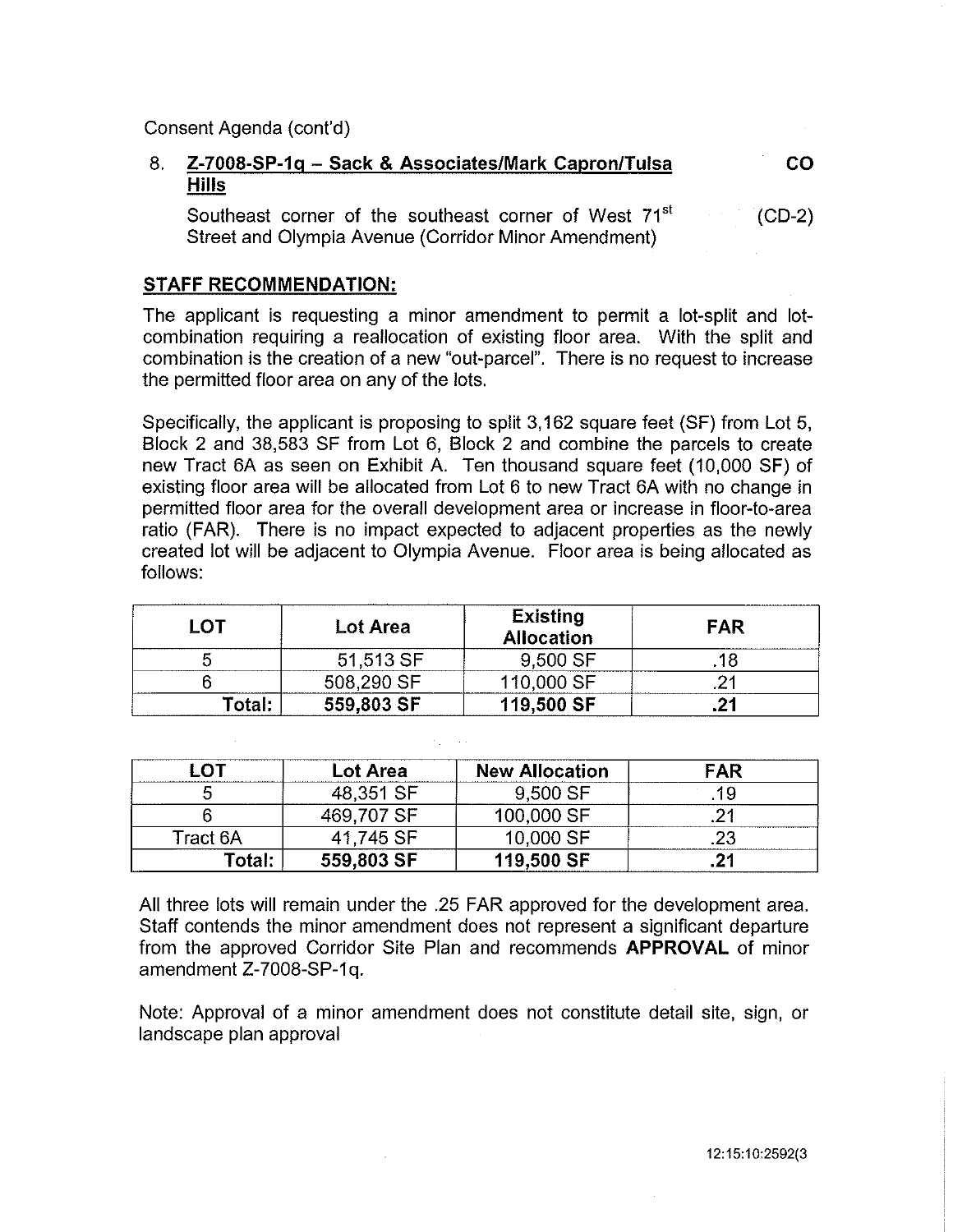Consent Agenda (cont'd)

8. **Z-7008-SP-1q – Sack & Associates/Mark Capron/Tulsa Hills** **CO**

   Southeast corner of the southeast corner of West 71st Street and Olympia Avenue (Corridor Minor Amendment) (CD-2)

**STAFF RECOMMENDATION:**

The applicant is requesting a minor amendment to permit a lot-split and lot-combination requiring a reallocation of existing floor area. With the split and combination is the creation of a new "out-parcel". There is no request to increase the permitted floor area on any of the lots.

Specifically, the applicant is proposing to split 3,162 square feet (SF) from Lot 5, Block 2 and 38,583 SF from Lot 6, Block 2 and combine the parcels to create new Tract 6A as seen on Exhibit A. Ten thousand square feet (10,000 SF) of existing floor area will be allocated from Lot 6 to new Tract 6A with no change in permitted floor area for the overall development area or increase in floor-to-area ratio (FAR). There is no impact expected to adjacent properties as the newly created lot will be adjacent to Olympia Avenue. Floor area is being allocated as follows:

| LOT | Lot Area | Existing Allocation | FAR |
|---|---|---|---|
| 5 | 51,513 SF | 9,500 SF | .18 |
| 6 | 508,290 SF | 110,000 SF | .21 |
| **Total:** | **559,803 SF** | **119,500 SF** | **.21** |

| LOT | Lot Area | New Allocation | FAR |
|---|---|---|---|
| 5 | 48,351 SF | 9,500 SF | .19 |
| 6 | 469,707 SF | 100,000 SF | .21 |
| Tract 6A | 41,745 SF | 10,000 SF | .23 |
| **Total:** | **559,803 SF** | **119,500 SF** | **.21** |

All three lots will remain under the .25 FAR approved for the development area. Staff contends the minor amendment does not represent a significant departure from the approved Corridor Site Plan and recommends **APPROVAL** of minor amendment Z-7008-SP-1q.

Note: Approval of a minor amendment does not constitute detail site, sign, or landscape plan approval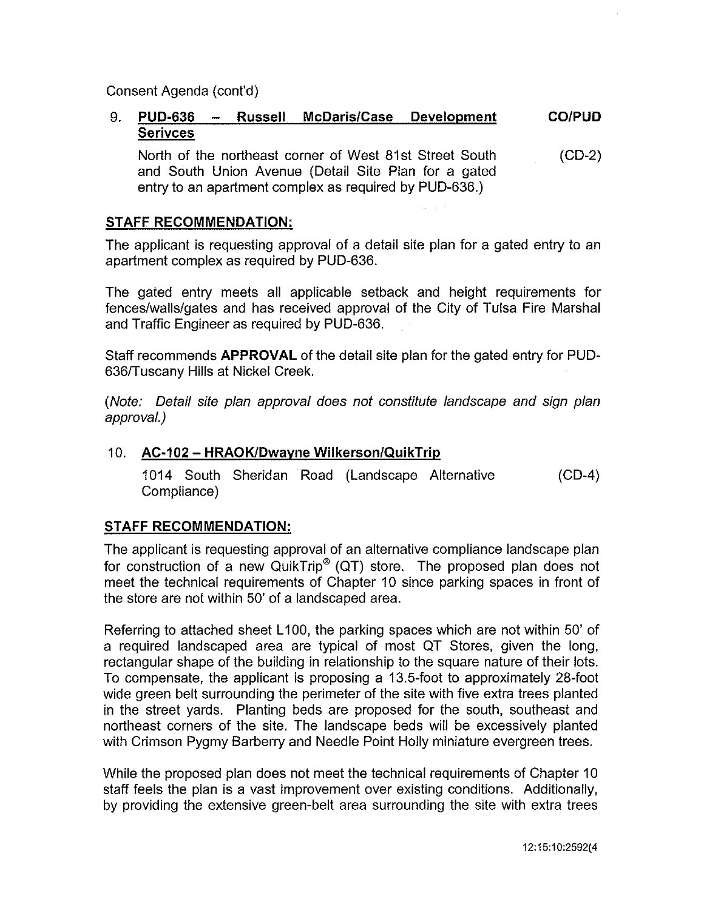Consent Agenda (cont'd)

9. **PUD-636 – Russell McDaris/Case Development Serivces** **CO/PUD**

   North of the northeast corner of West 81st Street South and South Union Avenue (Detail Site Plan for a gated entry to an apartment complex as required by PUD-636.) (CD-2)

**STAFF RECOMMENDATION:**

The applicant is requesting approval of a detail site plan for a gated entry to an apartment complex as required by PUD-636.

The gated entry meets all applicable setback and height requirements for fences/walls/gates and has received approval of the City of Tulsa Fire Marshal and Traffic Engineer as required by PUD-636.

Staff recommends **APPROVAL** of the detail site plan for the gated entry for PUD-636/Tuscany Hills at Nickel Creek.

*(Note: Detail site plan approval does not constitute landscape and sign plan approval.)*

10. **AC-102 – HRAOK/Dwayne Wilkerson/QuikTrip**

    1014 South Sheridan Road (Landscape Alternative Compliance) (CD-4)

**STAFF RECOMMENDATION:**

The applicant is requesting approval of an alternative compliance landscape plan for construction of a new QuikTrip® (QT) store. The proposed plan does not meet the technical requirements of Chapter 10 since parking spaces in front of the store are not within 50' of a landscaped area.

Referring to attached sheet L100, the parking spaces which are not within 50' of a required landscaped area are typical of most QT Stores, given the long, rectangular shape of the building in relationship to the square nature of their lots. To compensate, the applicant is proposing a 13.5-foot to approximately 28-foot wide green belt surrounding the perimeter of the site with five extra trees planted in the street yards. Planting beds are proposed for the south, southeast and northeast corners of the site. The landscape beds will be excessively planted with Crimson Pygmy Barberry and Needle Point Holly miniature evergreen trees.

While the proposed plan does not meet the technical requirements of Chapter 10 staff feels the plan is a vast improvement over existing conditions. Additionally, by providing the extensive green-belt area surrounding the site with extra trees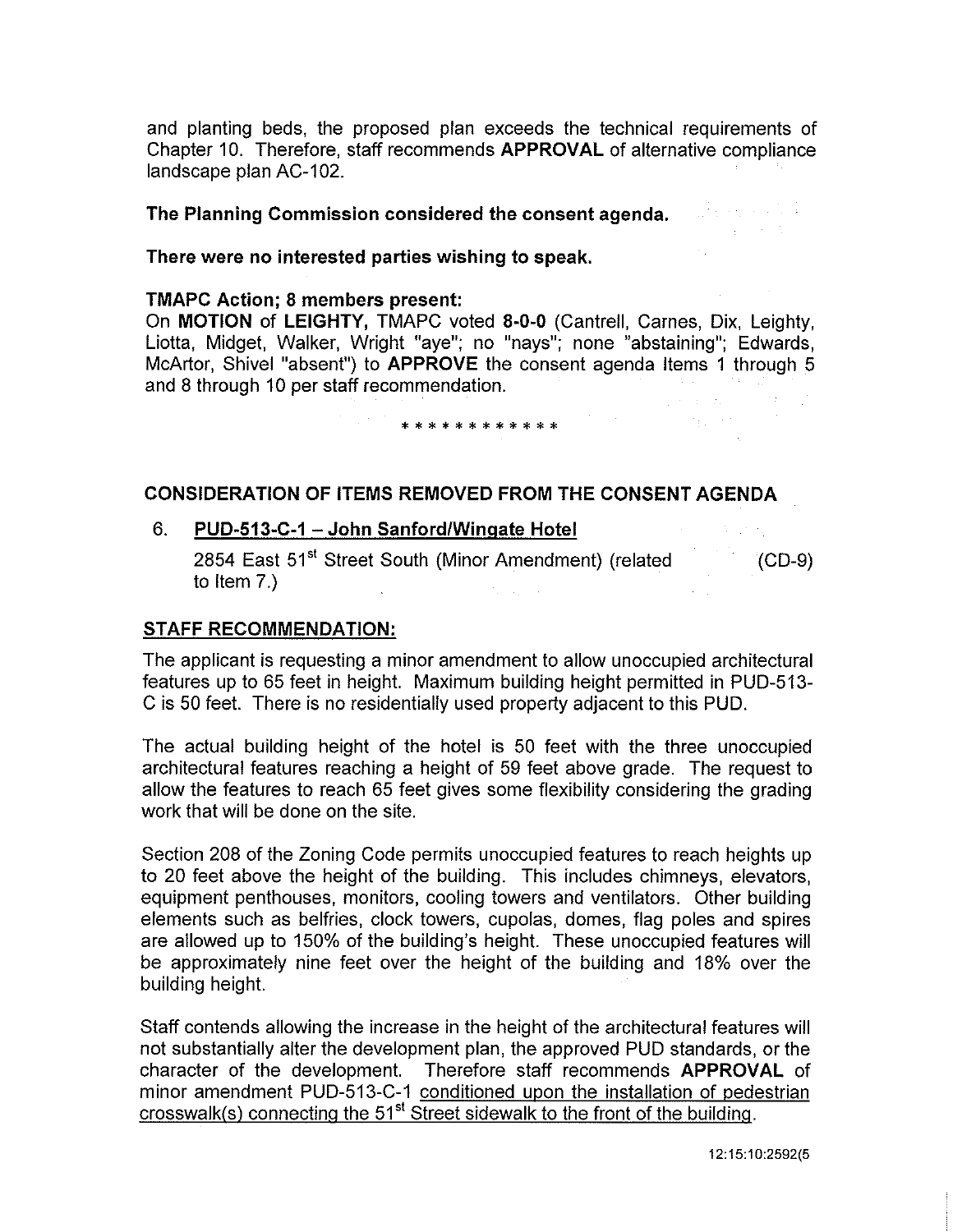and planting beds, the proposed plan exceeds the technical requirements of Chapter 10. Therefore, staff recommends **APPROVAL** of alternative compliance landscape plan AC-102.

**The Planning Commission considered the consent agenda.**

**There were no interested parties wishing to speak.**

**TMAPC Action; 8 members present:**

On **MOTION** of **LEIGHTY,** TMAPC voted **8-0-0** (Cantrell, Carnes, Dix, Leighty, Liotta, Midget, Walker, Wright "aye"; no "nays"; none "abstaining"; Edwards, McArtor, Shivel "absent") to **APPROVE** the consent agenda Items 1 through 5 and 8 through 10 per staff recommendation.

* * * * * * * * * * * *

## CONSIDERATION OF ITEMS REMOVED FROM THE CONSENT AGENDA

6. **PUD-513-C-1 – John Sanford/Wingate Hotel**

   2854 East 51st Street South (Minor Amendment) (related to Item 7.) (CD-9)

**STAFF RECOMMENDATION:**

The applicant is requesting a minor amendment to allow unoccupied architectural features up to 65 feet in height. Maximum building height permitted in PUD-513-C is 50 feet. There is no residentially used property adjacent to this PUD.

The actual building height of the hotel is 50 feet with the three unoccupied architectural features reaching a height of 59 feet above grade. The request to allow the features to reach 65 feet gives some flexibility considering the grading work that will be done on the site.

Section 208 of the Zoning Code permits unoccupied features to reach heights up to 20 feet above the height of the building. This includes chimneys, elevators, equipment penthouses, monitors, cooling towers and ventilators. Other building elements such as belfries, clock towers, cupolas, domes, flag poles and spires are allowed up to 150% of the building's height. These unoccupied features will be approximately nine feet over the height of the building and 18% over the building height.

Staff contends allowing the increase in the height of the architectural features will not substantially alter the development plan, the approved PUD standards, or the character of the development. Therefore staff recommends **APPROVAL** of minor amendment PUD-513-C-1 conditioned upon the installation of pedestrian crosswalk(s) connecting the 51st Street sidewalk to the front of the building.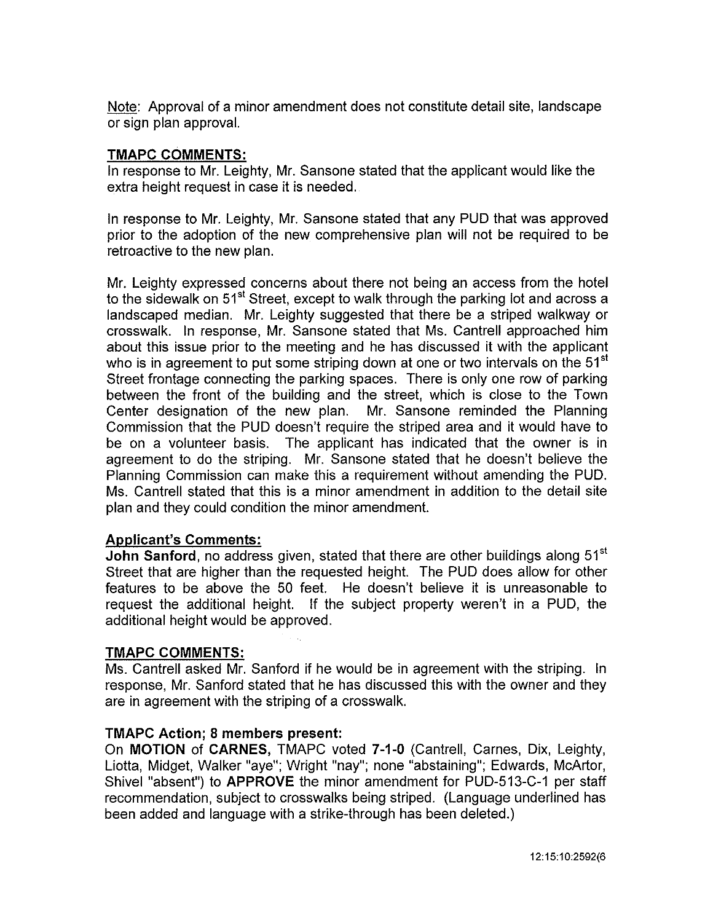Note: Approval of a minor amendment does not constitute detail site, landscape or sign plan approval.

**TMAPC COMMENTS:**

In response to Mr. Leighty, Mr. Sansone stated that the applicant would like the extra height request in case it is needed.

In response to Mr. Leighty, Mr. Sansone stated that any PUD that was approved prior to the adoption of the new comprehensive plan will not be required to be retroactive to the new plan.

Mr. Leighty expressed concerns about there not being an access from the hotel to the sidewalk on 51st Street, except to walk through the parking lot and across a landscaped median. Mr. Leighty suggested that there be a striped walkway or crosswalk. In response, Mr. Sansone stated that Ms. Cantrell approached him about this issue prior to the meeting and he has discussed it with the applicant who is in agreement to put some striping down at one or two intervals on the 51st Street frontage connecting the parking spaces. There is only one row of parking between the front of the building and the street, which is close to the Town Center designation of the new plan. Mr. Sansone reminded the Planning Commission that the PUD doesn't require the striped area and it would have to be on a volunteer basis. The applicant has indicated that the owner is in agreement to do the striping. Mr. Sansone stated that he doesn't believe the Planning Commission can make this a requirement without amending the PUD. Ms. Cantrell stated that this is a minor amendment in addition to the detail site plan and they could condition the minor amendment.

**Applicant's Comments:**

**John Sanford**, no address given, stated that there are other buildings along 51st Street that are higher than the requested height. The PUD does allow for other features to be above the 50 feet. He doesn't believe it is unreasonable to request the additional height. If the subject property weren't in a PUD, the additional height would be approved.

**TMAPC COMMENTS:**

Ms. Cantrell asked Mr. Sanford if he would be in agreement with the striping. In response, Mr. Sanford stated that he has discussed this with the owner and they are in agreement with the striping of a crosswalk.

**TMAPC Action; 8 members present:**

On **MOTION** of **CARNES,** TMAPC voted **7-1-0** (Cantrell, Carnes, Dix, Leighty, Liotta, Midget, Walker "aye"; Wright "nay"; none "abstaining"; Edwards, McArtor, Shivel "absent") to **APPROVE** the minor amendment for PUD-513-C-1 per staff recommendation, subject to crosswalks being striped. (Language underlined has been added and language with a strike-through has been deleted.)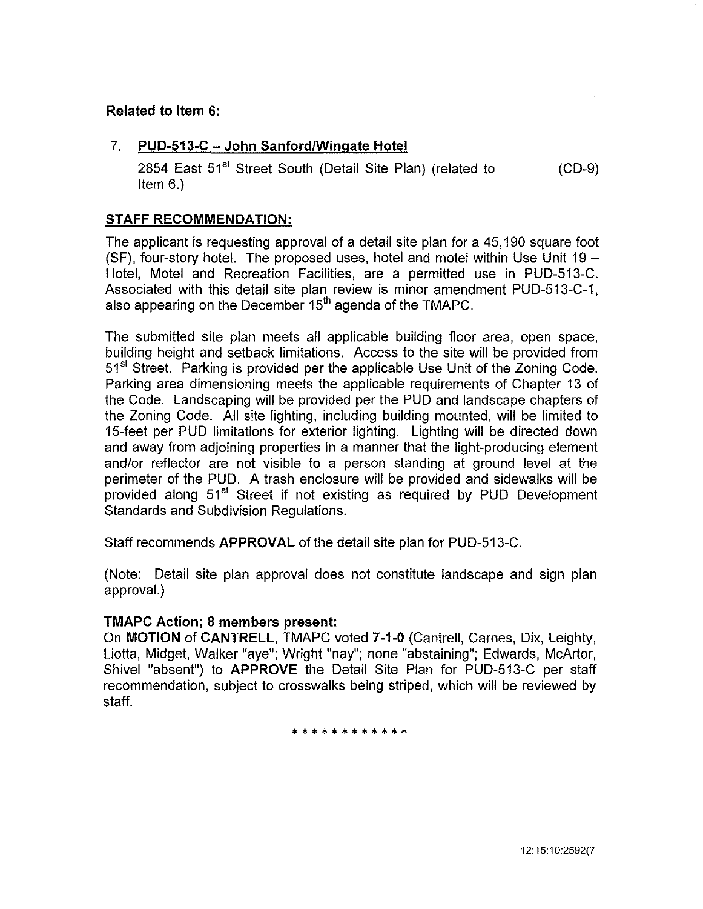**Related to Item 6:**

7. **PUD-513-C – John Sanford/Wingate Hotel**

   2854 East 51st Street South (Detail Site Plan) (related to Item 6.) (CD-9)

**STAFF RECOMMENDATION:**

The applicant is requesting approval of a detail site plan for a 45,190 square foot (SF), four-story hotel. The proposed uses, hotel and motel within Use Unit 19 – Hotel, Motel and Recreation Facilities, are a permitted use in PUD-513-C. Associated with this detail site plan review is minor amendment PUD-513-C-1, also appearing on the December 15th agenda of the TMAPC.

The submitted site plan meets all applicable building floor area, open space, building height and setback limitations. Access to the site will be provided from 51st Street. Parking is provided per the applicable Use Unit of the Zoning Code. Parking area dimensioning meets the applicable requirements of Chapter 13 of the Code. Landscaping will be provided per the PUD and landscape chapters of the Zoning Code. All site lighting, including building mounted, will be limited to 15-feet per PUD limitations for exterior lighting. Lighting will be directed down and away from adjoining properties in a manner that the light-producing element and/or reflector are not visible to a person standing at ground level at the perimeter of the PUD. A trash enclosure will be provided and sidewalks will be provided along 51st Street if not existing as required by PUD Development Standards and Subdivision Regulations.

Staff recommends **APPROVAL** of the detail site plan for PUD-513-C.

(Note: Detail site plan approval does not constitute landscape and sign plan approval.)

**TMAPC Action; 8 members present:**

On **MOTION** of **CANTRELL,** TMAPC voted **7-1-0** (Cantrell, Carnes, Dix, Leighty, Liotta, Midget, Walker "aye"; Wright "nay"; none "abstaining"; Edwards, McArtor, Shivel "absent") to **APPROVE** the Detail Site Plan for PUD-513-C per staff recommendation, subject to crosswalks being striped, which will be reviewed by staff.

* * * * * * * * * * * *

12:15:10:2592(7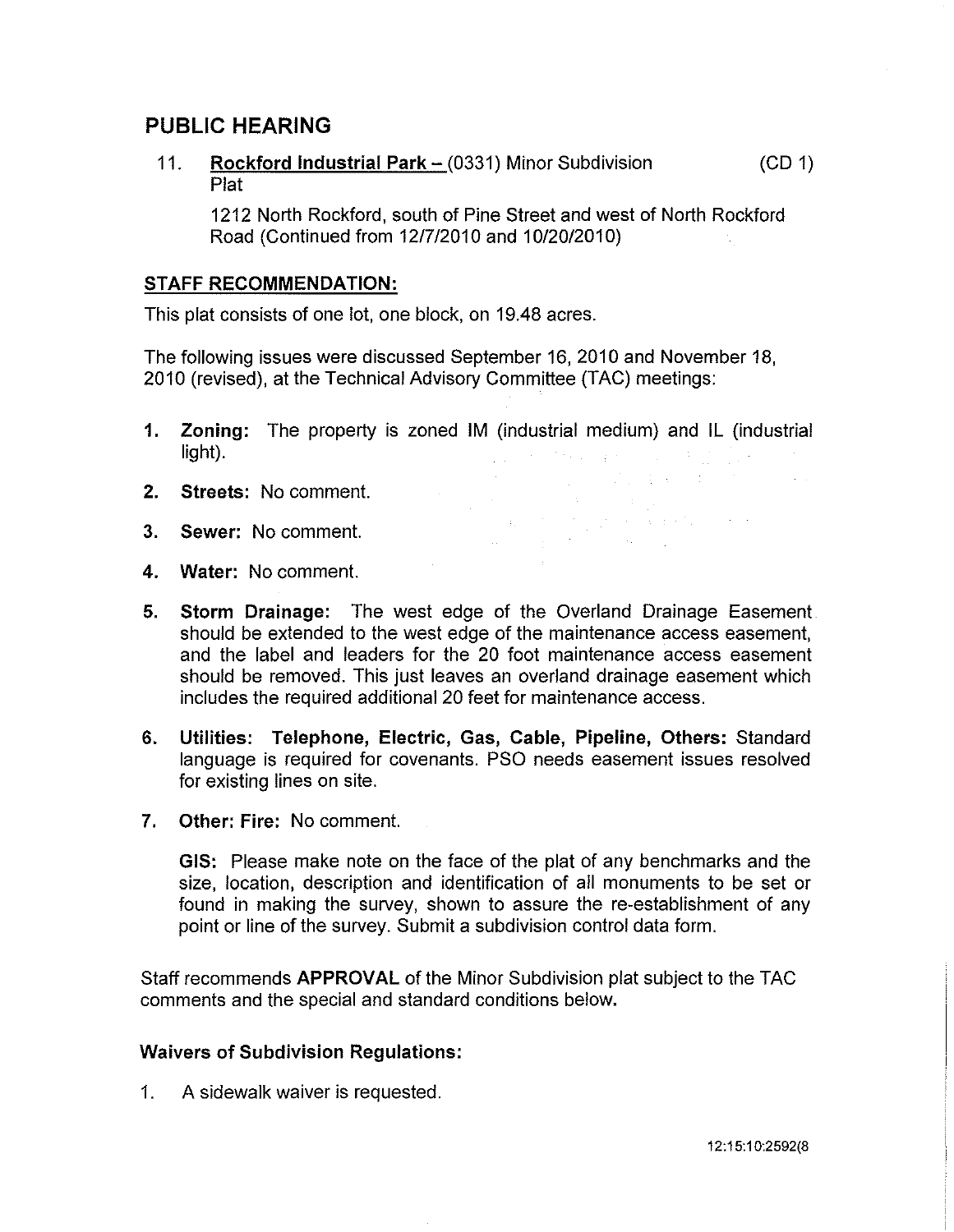## PUBLIC HEARING

11. **Rockford Industrial Park –** (0331) Minor Subdivision Plat (CD 1)

    1212 North Rockford, south of Pine Street and west of North Rockford Road (Continued from 12/7/2010 and 10/20/2010)

### STAFF RECOMMENDATION:

This plat consists of one lot, one block, on 19.48 acres.

The following issues were discussed September 16, 2010 and November 18, 2010 (revised), at the Technical Advisory Committee (TAC) meetings:

1. **Zoning:** The property is zoned IM (industrial medium) and IL (industrial light).
2. **Streets:** No comment.
3. **Sewer:** No comment.
4. **Water:** No comment.
5. **Storm Drainage:** The west edge of the Overland Drainage Easement should be extended to the west edge of the maintenance access easement, and the label and leaders for the 20 foot maintenance access easement should be removed. This just leaves an overland drainage easement which includes the required additional 20 feet for maintenance access.
6. **Utilities: Telephone, Electric, Gas, Cable, Pipeline, Others:** Standard language is required for covenants. PSO needs easement issues resolved for existing lines on site.
7. **Other: Fire:** No comment.

   **GIS:** Please make note on the face of the plat of any benchmarks and the size, location, description and identification of all monuments to be set or found in making the survey, shown to assure the re-establishment of any point or line of the survey. Submit a subdivision control data form.

Staff recommends **APPROVAL** of the Minor Subdivision plat subject to the TAC comments and the special and standard conditions below.

### Waivers of Subdivision Regulations:

1. A sidewalk waiver is requested.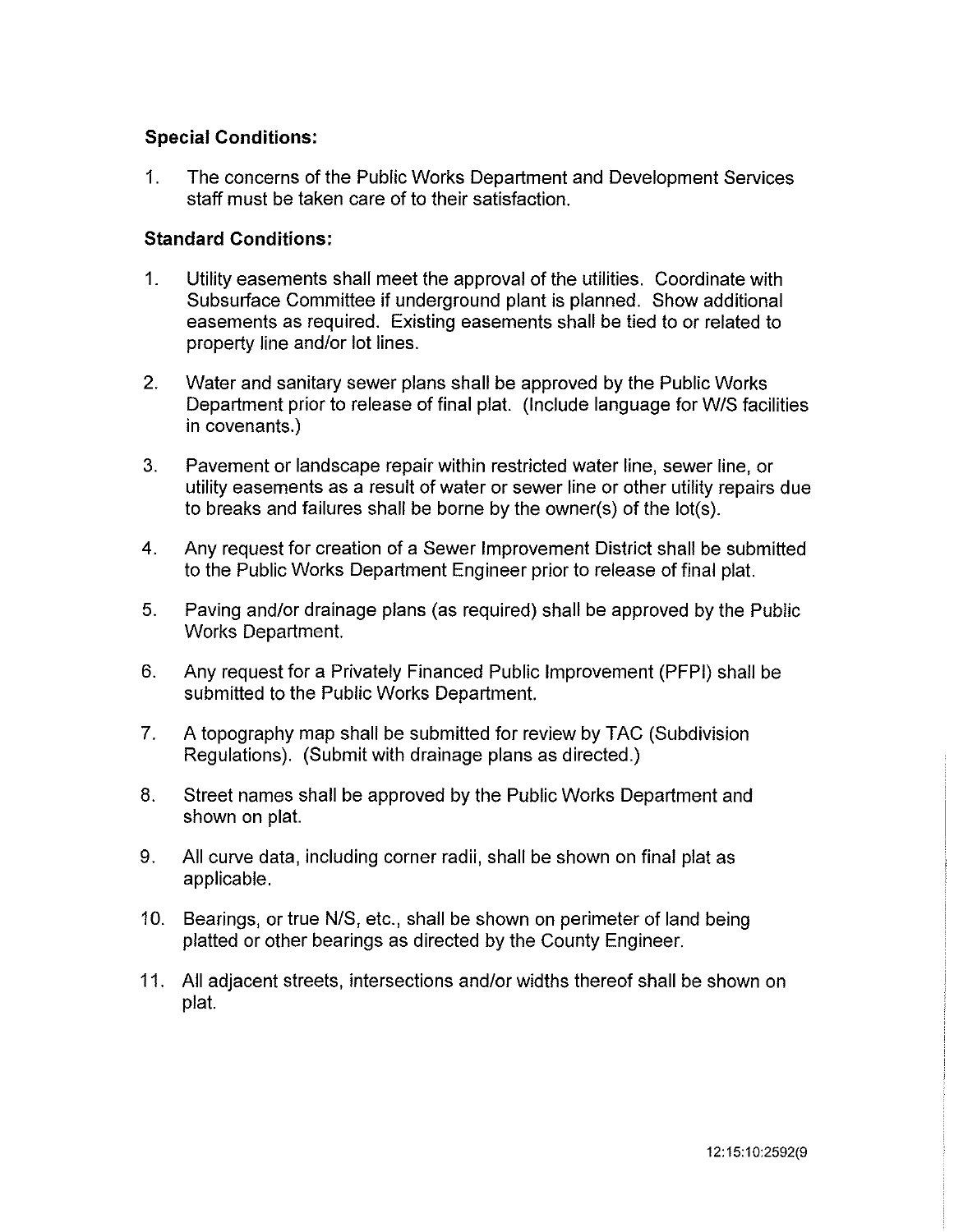**Special Conditions:**

1. The concerns of the Public Works Department and Development Services staff must be taken care of to their satisfaction.

**Standard Conditions:**

1. Utility easements shall meet the approval of the utilities. Coordinate with Subsurface Committee if underground plant is planned. Show additional easements as required. Existing easements shall be tied to or related to property line and/or lot lines.
2. Water and sanitary sewer plans shall be approved by the Public Works Department prior to release of final plat. (Include language for W/S facilities in covenants.)
3. Pavement or landscape repair within restricted water line, sewer line, or utility easements as a result of water or sewer line or other utility repairs due to breaks and failures shall be borne by the owner(s) of the lot(s).
4. Any request for creation of a Sewer Improvement District shall be submitted to the Public Works Department Engineer prior to release of final plat.
5. Paving and/or drainage plans (as required) shall be approved by the Public Works Department.
6. Any request for a Privately Financed Public Improvement (PFPI) shall be submitted to the Public Works Department.
7. A topography map shall be submitted for review by TAC (Subdivision Regulations). (Submit with drainage plans as directed.)
8. Street names shall be approved by the Public Works Department and shown on plat.
9. All curve data, including corner radii, shall be shown on final plat as applicable.
10. Bearings, or true N/S, etc., shall be shown on perimeter of land being platted or other bearings as directed by the County Engineer.
11. All adjacent streets, intersections and/or widths thereof shall be shown on plat.

12:15:10:2592(9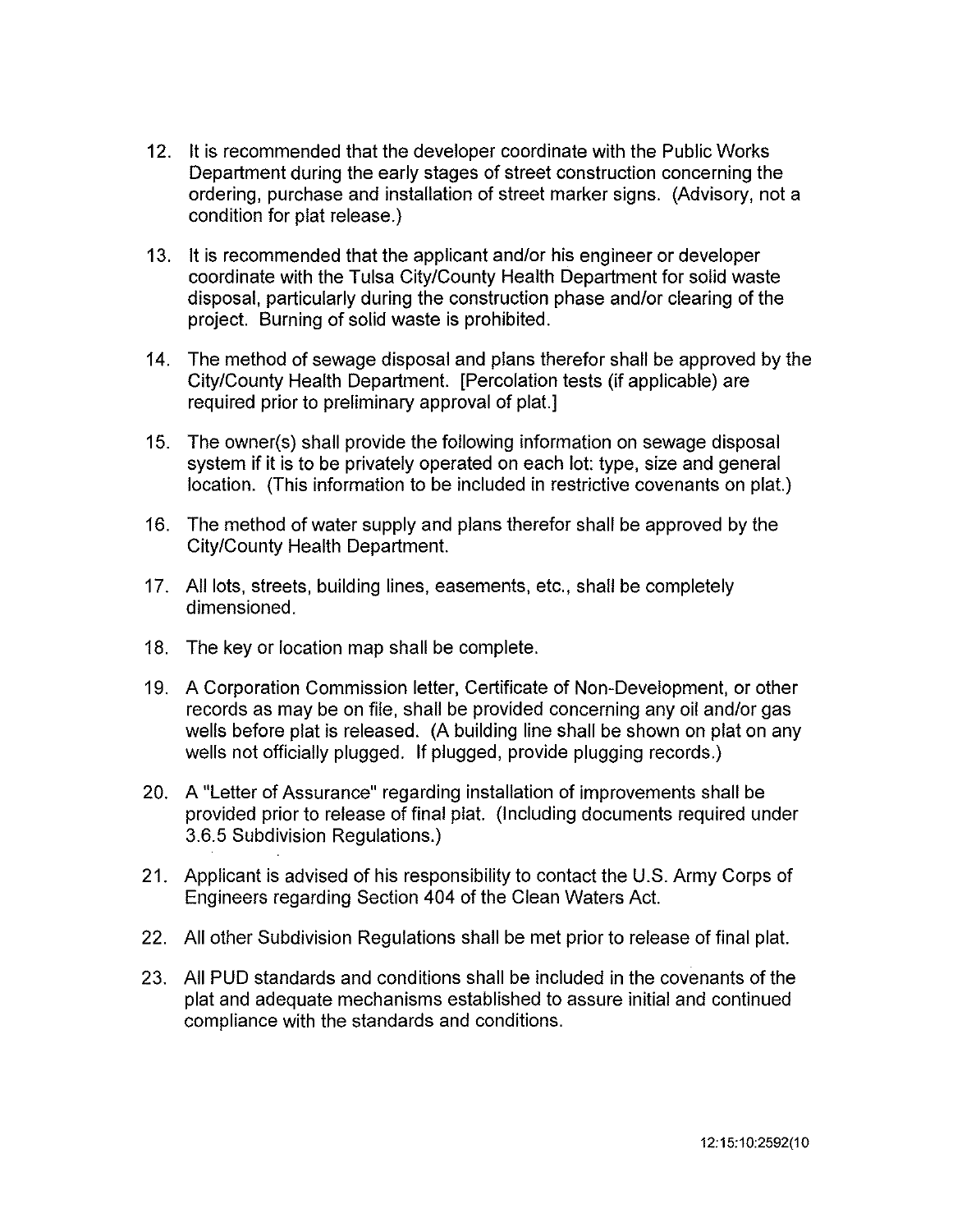12. It is recommended that the developer coordinate with the Public Works Department during the early stages of street construction concerning the ordering, purchase and installation of street marker signs. (Advisory, not a condition for plat release.)

13. It is recommended that the applicant and/or his engineer or developer coordinate with the Tulsa City/County Health Department for solid waste disposal, particularly during the construction phase and/or clearing of the project. Burning of solid waste is prohibited.

14. The method of sewage disposal and plans therefor shall be approved by the City/County Health Department. [Percolation tests (if applicable) are required prior to preliminary approval of plat.]

15. The owner(s) shall provide the following information on sewage disposal system if it is to be privately operated on each lot: type, size and general location. (This information to be included in restrictive covenants on plat.)

16. The method of water supply and plans therefor shall be approved by the City/County Health Department.

17. All lots, streets, building lines, easements, etc., shall be completely dimensioned.

18. The key or location map shall be complete.

19. A Corporation Commission letter, Certificate of Non-Development, or other records as may be on file, shall be provided concerning any oil and/or gas wells before plat is released. (A building line shall be shown on plat on any wells not officially plugged. If plugged, provide plugging records.)

20. A "Letter of Assurance" regarding installation of improvements shall be provided prior to release of final plat. (Including documents required under 3.6.5 Subdivision Regulations.)

21. Applicant is advised of his responsibility to contact the U.S. Army Corps of Engineers regarding Section 404 of the Clean Waters Act.

22. All other Subdivision Regulations shall be met prior to release of final plat.

23. All PUD standards and conditions shall be included in the covenants of the plat and adequate mechanisms established to assure initial and continued compliance with the standards and conditions.

12:15:10:2592(10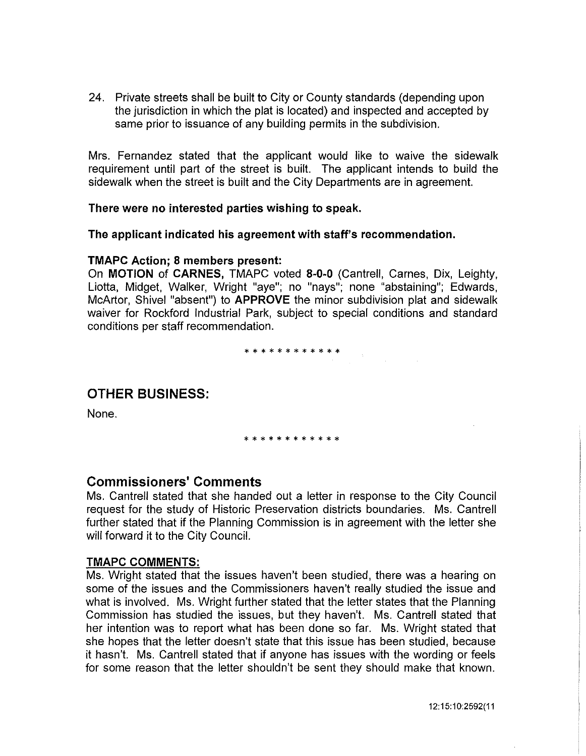24. Private streets shall be built to City or County standards (depending upon the jurisdiction in which the plat is located) and inspected and accepted by same prior to issuance of any building permits in the subdivision.

Mrs. Fernandez stated that the applicant would like to waive the sidewalk requirement until part of the street is built. The applicant intends to build the sidewalk when the street is built and the City Departments are in agreement.

**There were no interested parties wishing to speak.**

**The applicant indicated his agreement with staff's recommendation.**

**TMAPC Action; 8 members present:**
On **MOTION** of **CARNES,** TMAPC voted **8-0-0** (Cantrell, Carnes, Dix, Leighty, Liotta, Midget, Walker, Wright "aye"; no "nays"; none "abstaining"; Edwards, McArtor, Shivel "absent") to **APPROVE** the minor subdivision plat and sidewalk waiver for Rockford Industrial Park, subject to special conditions and standard conditions per staff recommendation.

\* \* \* \* \* \* \* \* \* \* \* \*

## OTHER BUSINESS:

None.

\* \* \* \* \* \* \* \* \* \* \* \*

## Commissioners' Comments

Ms. Cantrell stated that she handed out a letter in response to the City Council request for the study of Historic Preservation districts boundaries. Ms. Cantrell further stated that if the Planning Commission is in agreement with the letter she will forward it to the City Council.

**TMAPC COMMENTS:**
Ms. Wright stated that the issues haven't been studied, there was a hearing on some of the issues and the Commissioners haven't really studied the issue and what is involved. Ms. Wright further stated that the letter states that the Planning Commission has studied the issues, but they haven't. Ms. Cantrell stated that her intention was to report what has been done so far. Ms. Wright stated that she hopes that the letter doesn't state that this issue has been studied, because it hasn't. Ms. Cantrell stated that if anyone has issues with the wording or feels for some reason that the letter shouldn't be sent they should make that known.

12:15:10:2592(11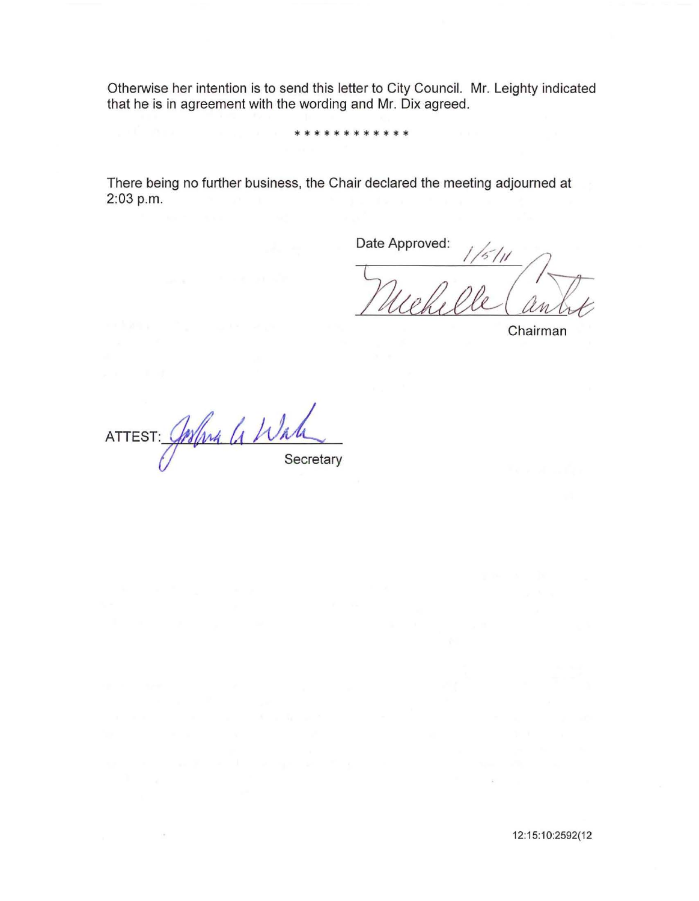Otherwise her intention is to send this letter to City Council. Mr. Leighty indicated that he is in agreement with the wording and Mr. Dix agreed.

* * * * * * * * * * * *

There being no further business, the Chair declared the meeting adjourned at 2:03 p.m.

Date Approved: 1/5/11

Michelle Cantor

Chairman

ATTEST: Joshua A. Walz

Secretary

12:15:10:2592(12